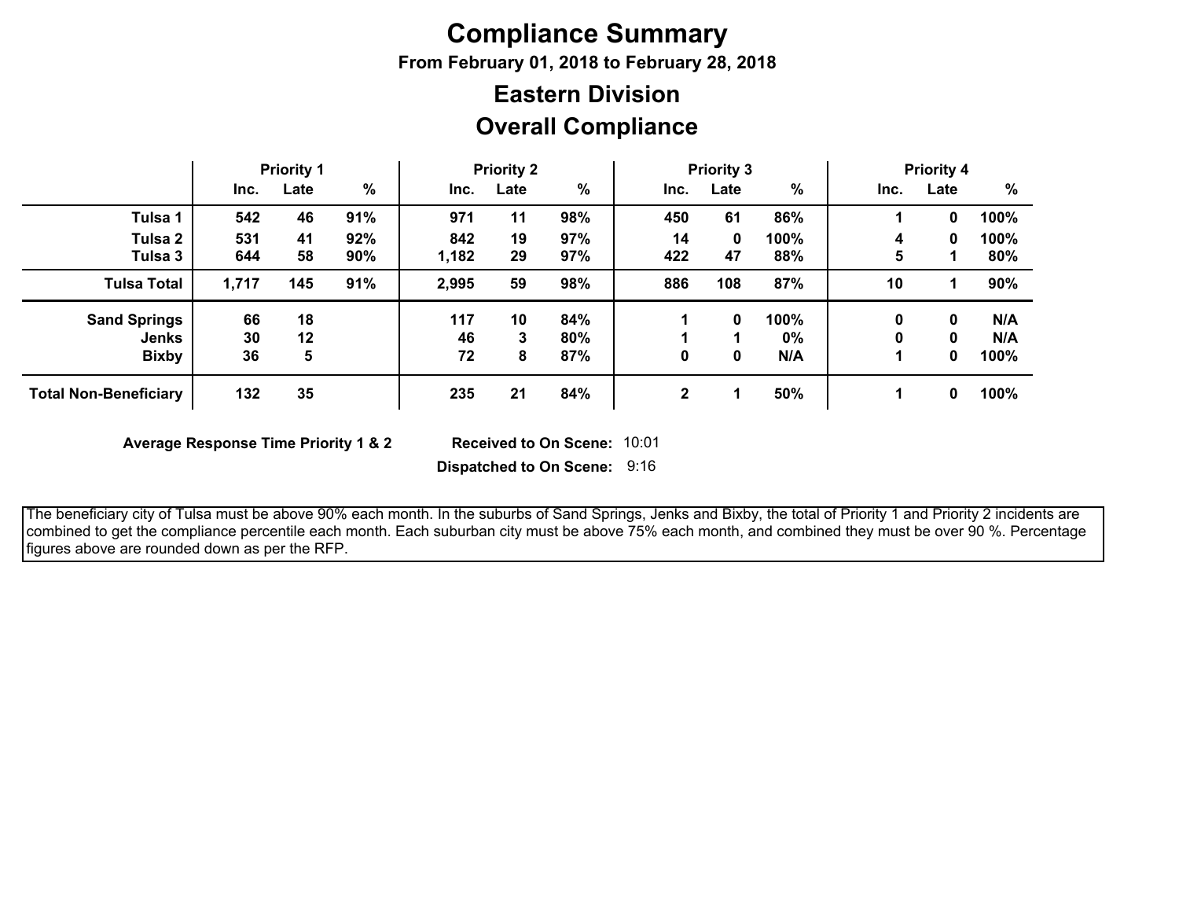# Compliance Summary

**From February 01, 2018 to February 28, 2018**

## Eastern Division

## Overall Compliance

| | Priority 1 | | | Priority 2 | | | Priority 3 | | | Priority 4 | | |
|---|---|---|---|---|---|---|---|---|---|---|---|---|
| | Inc. | Late | % | Inc. | Late | % | Inc. | Late | % | Inc. | Late | % |
| **Tulsa 1** | 542 | 46 | 91% | 971 | 11 | 98% | 450 | 61 | 86% | 1 | 0 | 100% |
| **Tulsa 2** | 531 | 41 | 92% | 842 | 19 | 97% | 14 | 0 | 100% | 4 | 0 | 100% |
| **Tulsa 3** | 644 | 58 | 90% | 1,182 | 29 | 97% | 422 | 47 | 88% | 5 | 1 | 80% |
| **Tulsa Total** | 1,717 | 145 | 91% | 2,995 | 59 | 98% | 886 | 108 | 87% | 10 | 1 | 90% |
| **Sand Springs** | 66 | 18 | | 117 | 10 | 84% | 1 | 0 | 100% | 0 | 0 | N/A |
| **Jenks** | 30 | 12 | | 46 | 3 | 80% | 1 | 1 | 0% | 0 | 0 | N/A |
| **Bixby** | 36 | 5 | | 72 | 8 | 87% | 0 | 0 | N/A | 1 | 0 | 100% |
| **Total Non-Beneficiary** | 132 | 35 | | 235 | 21 | 84% | 2 | 1 | 50% | 1 | 0 | 100% |

**Average Response Time Priority 1 & 2** **Received to On Scene:** 10:01

**Dispatched to On Scene:** 9:16

The beneficiary city of Tulsa must be above 90% each month. In the suburbs of Sand Springs, Jenks and Bixby, the total of Priority 1 and Priority 2 incidents are combined to get the compliance percentile each month. Each suburban city must be above 75% each month, and combined they must be over 90 %. Percentage figures above are rounded down as per the RFP.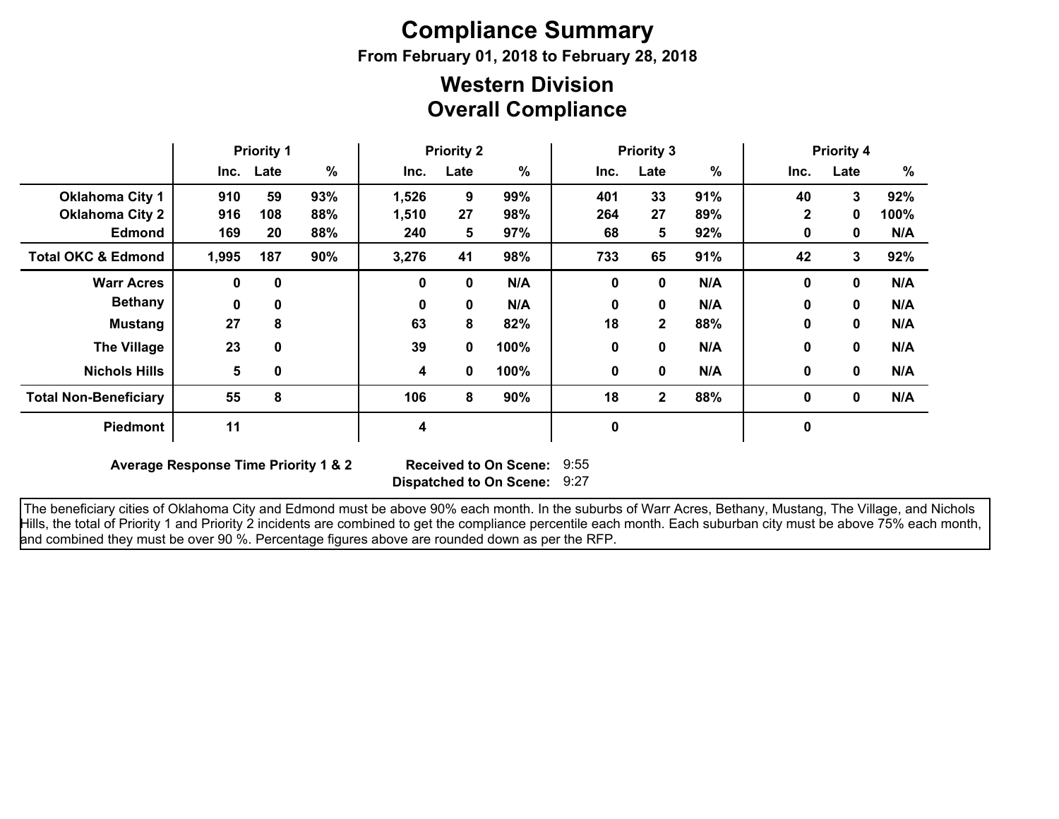# Compliance Summary

**From February 01, 2018 to February 28, 2018**

## Western Division
## Overall Compliance

| | Priority 1 | | | Priority 2 | | | Priority 3 | | | Priority 4 | | |
|---|---|---|---|---|---|---|---|---|---|---|---|---|
| | Inc. | Late | % | Inc. | Late | % | Inc. | Late | % | Inc. | Late | % |
| **Oklahoma City 1** | 910 | 59 | 93% | 1,526 | 9 | 99% | 401 | 33 | 91% | 40 | 3 | 92% |
| **Oklahoma City 2** | 916 | 108 | 88% | 1,510 | 27 | 98% | 264 | 27 | 89% | 2 | 0 | 100% |
| **Edmond** | 169 | 20 | 88% | 240 | 5 | 97% | 68 | 5 | 92% | 0 | 0 | N/A |
| **Total OKC & Edmond** | 1,995 | 187 | 90% | 3,276 | 41 | 98% | 733 | 65 | 91% | 42 | 3 | 92% |
| **Warr Acres** | 0 | 0 | | 0 | 0 | N/A | 0 | 0 | N/A | 0 | 0 | N/A |
| **Bethany** | 0 | 0 | | 0 | 0 | N/A | 0 | 0 | N/A | 0 | 0 | N/A |
| **Mustang** | 27 | 8 | | 63 | 8 | 82% | 18 | 2 | 88% | 0 | 0 | N/A |
| **The Village** | 23 | 0 | | 39 | 0 | 100% | 0 | 0 | N/A | 0 | 0 | N/A |
| **Nichols Hills** | 5 | 0 | | 4 | 0 | 100% | 0 | 0 | N/A | 0 | 0 | N/A |
| **Total Non-Beneficiary** | 55 | 8 | | 106 | 8 | 90% | 18 | 2 | 88% | 0 | 0 | N/A |
| **Piedmont** | 11 | | | 4 | | | 0 | | | 0 | | |

**Average Response Time Priority 1 & 2** **Received to On Scene:** 9:55
**Dispatched to On Scene:** 9:27

The beneficiary cities of Oklahoma City and Edmond must be above 90% each month. In the suburbs of Warr Acres, Bethany, Mustang, The Village, and Nichols Hills, the total of Priority 1 and Priority 2 incidents are combined to get the compliance percentile each month. Each suburban city must be above 75% each month, and combined they must be over 90 %. Percentage figures above are rounded down as per the RFP.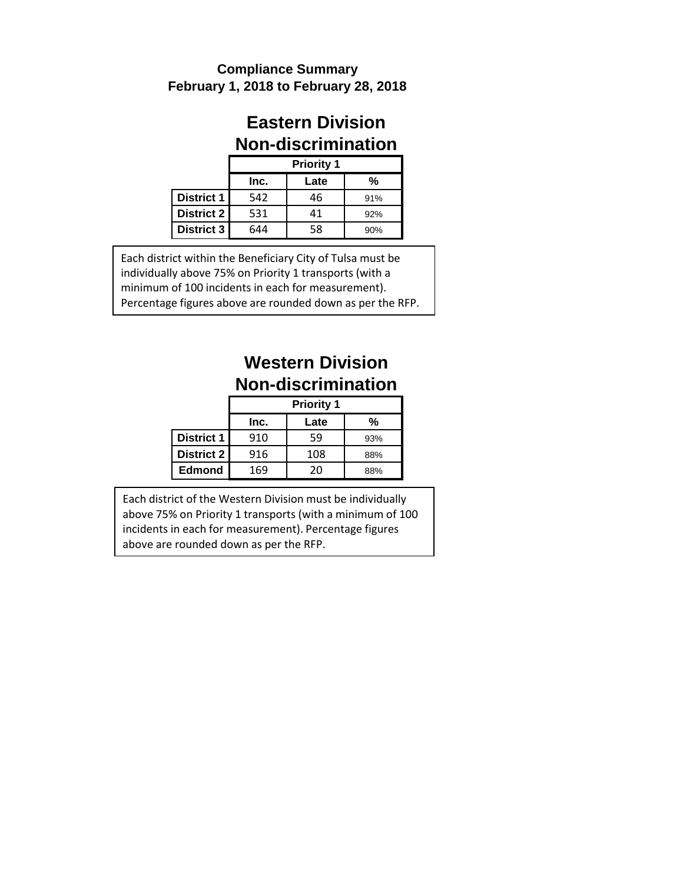**Compliance Summary**
**February 1, 2018 to February 28, 2018**

## Eastern Division
## Non-discrimination

| | Priority 1 | | |
|---|---|---|---|
| | **Inc.** | **Late** | **%** |
| **District 1** | 542 | 46 | 91% |
| **District 2** | 531 | 41 | 92% |
| **District 3** | 644 | 58 | 90% |

Each district within the Beneficiary City of Tulsa must be individually above 75% on Priority 1 transports (with a minimum of 100 incidents in each for measurement). Percentage figures above are rounded down as per the RFP.

## Western Division
## Non-discrimination

| | Priority 1 | | |
|---|---|---|---|
| | **Inc.** | **Late** | **%** |
| **District 1** | 910 | 59 | 93% |
| **District 2** | 916 | 108 | 88% |
| **Edmond** | 169 | 20 | 88% |

Each district of the Western Division must be individually above 75% on Priority 1 transports (with a minimum of 100 incidents in each for measurement). Percentage figures above are rounded down as per the RFP.